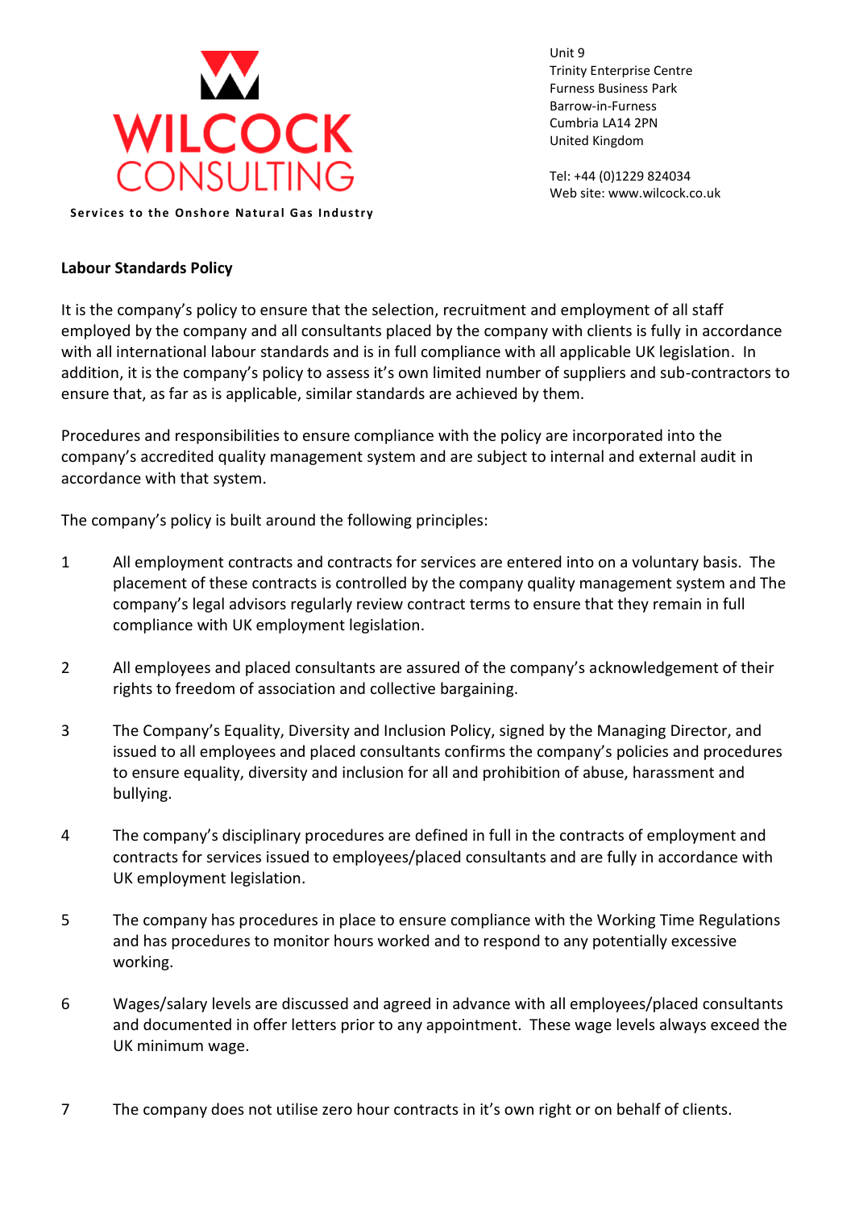**WILCOCK CONSULTING**

**Services to the Onshore Natural Gas Industry**

Unit 9
Trinity Enterprise Centre
Furness Business Park
Barrow-in-Furness
Cumbria LA14 2PN
United Kingdom

Tel: +44 (0)1229 824034
Web site: www.wilcock.co.uk

**Labour Standards Policy**

It is the company's policy to ensure that the selection, recruitment and employment of all staff employed by the company and all consultants placed by the company with clients is fully in accordance with all international labour standards and is in full compliance with all applicable UK legislation. In addition, it is the company's policy to assess it's own limited number of suppliers and sub-contractors to ensure that, as far as is applicable, similar standards are achieved by them.

Procedures and responsibilities to ensure compliance with the policy are incorporated into the company's accredited quality management system and are subject to internal and external audit in accordance with that system.

The company's policy is built around the following principles:

1. All employment contracts and contracts for services are entered into on a voluntary basis. The placement of these contracts is controlled by the company quality management system and The company's legal advisors regularly review contract terms to ensure that they remain in full compliance with UK employment legislation.

2. All employees and placed consultants are assured of the company's acknowledgement of their rights to freedom of association and collective bargaining.

3. The Company's Equality, Diversity and Inclusion Policy, signed by the Managing Director, and issued to all employees and placed consultants confirms the company's policies and procedures to ensure equality, diversity and inclusion for all and prohibition of abuse, harassment and bullying.

4. The company's disciplinary procedures are defined in full in the contracts of employment and contracts for services issued to employees/placed consultants and are fully in accordance with UK employment legislation.

5. The company has procedures in place to ensure compliance with the Working Time Regulations and has procedures to monitor hours worked and to respond to any potentially excessive working.

6. Wages/salary levels are discussed and agreed in advance with all employees/placed consultants and documented in offer letters prior to any appointment. These wage levels always exceed the UK minimum wage.

7. The company does not utilise zero hour contracts in it's own right or on behalf of clients.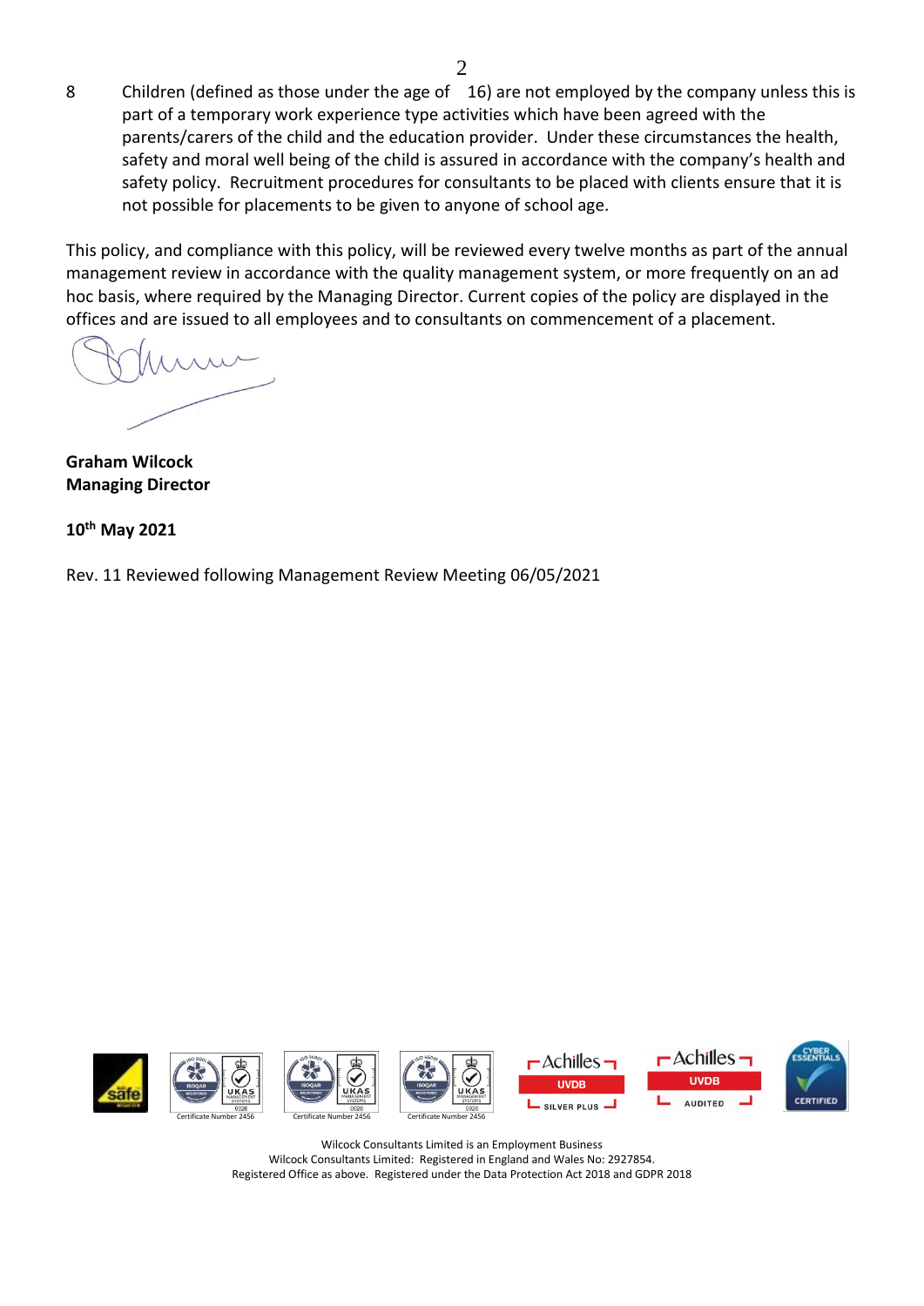8. Children (defined as those under the age of 16) are not employed by the company unless this is part of a temporary work experience type activities which have been agreed with the parents/carers of the child and the education provider. Under these circumstances the health, safety and moral well being of the child is assured in accordance with the company's health and safety policy. Recruitment procedures for consultants to be placed with clients ensure that it is not possible for placements to be given to anyone of school age.

This policy, and compliance with this policy, will be reviewed every twelve months as part of the annual management review in accordance with the quality management system, or more frequently on an ad hoc basis, where required by the Managing Director. Current copies of the policy are displayed in the offices and are issued to all employees and to consultants on commencement of a placement.

**Graham Wilcock**
**Managing Director**

**10th May 2021**

Rev. 11 Reviewed following Management Review Meeting 06/05/2021

Certificate Number 2456 Certificate Number 2456 Certificate Number 2456

Achilles UVDB SILVER PLUS

Achilles UVDB AUDITED

CYBER ESSENTIALS CERTIFIED

Wilcock Consultants Limited is an Employment Business
Wilcock Consultants Limited: Registered in England and Wales No: 2927854.
Registered Office as above. Registered under the Data Protection Act 2018 and GDPR 2018